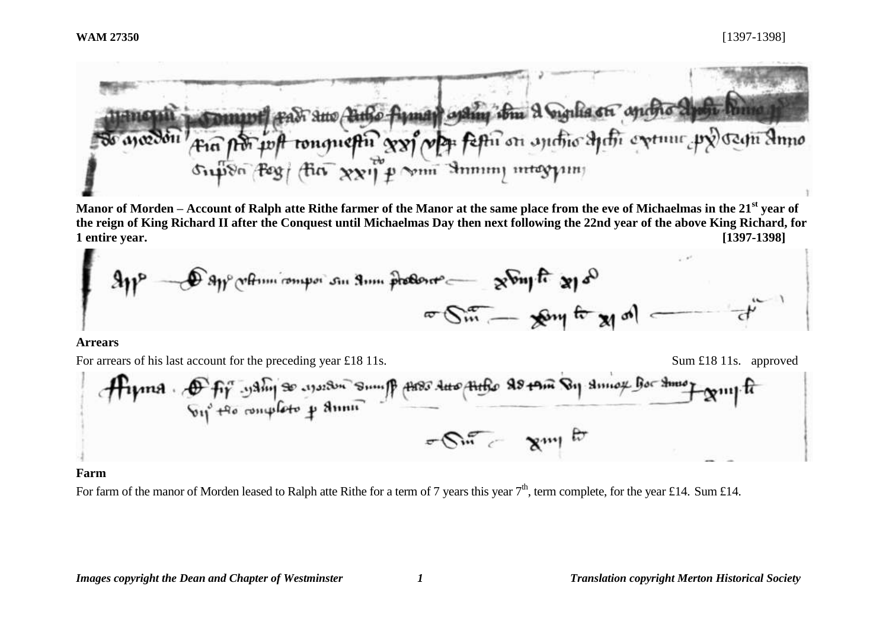**WAM 27350** [1397-1398]

**Manor of Morden – Account of Ralph atte Rithe farmer of the Manor at the same place from the eve of Michaelmas in the 21st year of the reign of King Richard II after the Conquest until Michaelmas Day then next following the 22nd year of the above King Richard, for 1 entire year. [1397-1398]**

**Arrears**

For arrears of his last account for the preceding year £18 11s. Sum £18 11s. approved

**Farm**

For farm of the manor of Morden leased to Ralph atte Rithe for a term of 7 years this year 7th, term complete, for the year £14. Sum £14.

*Images copyright the Dean and Chapter of Westminster* *Translation copyright Merton Historical Society*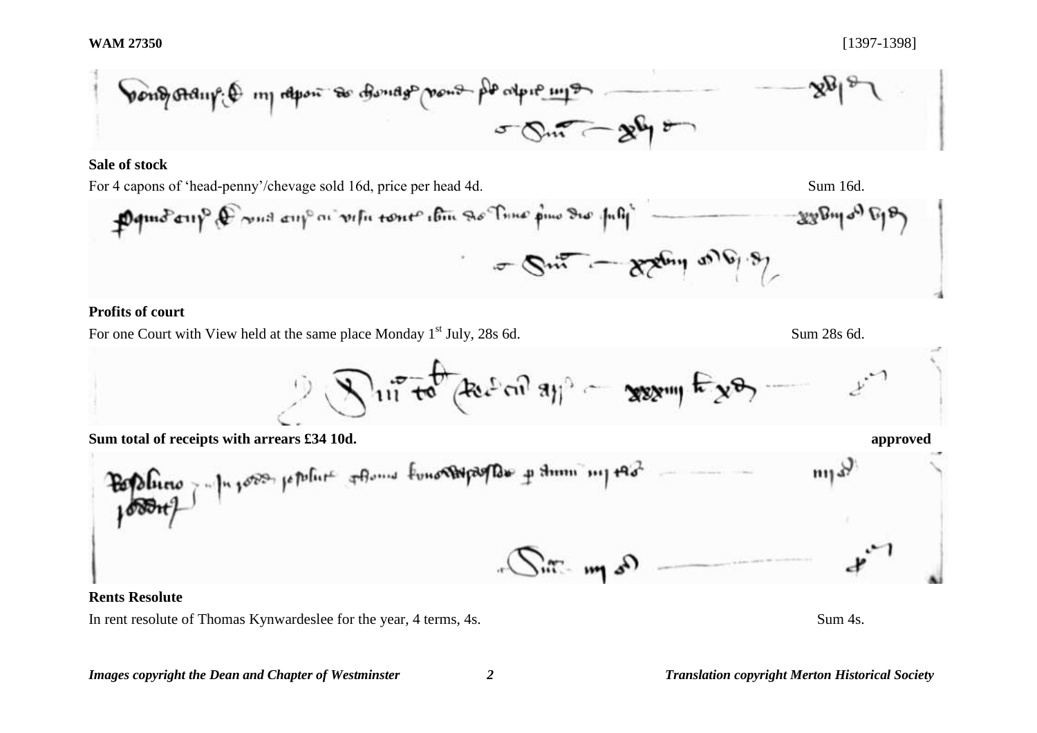**Sale of stock**

For 4 capons of 'head-penny'/chevage sold 16d, price per head 4d. Sum 16d.

**Profits of court**

For one Court with View held at the same place Monday 1st July, 28s 6d. Sum 28s 6d.

**Sum total of receipts with arrears £34 10d.** **approved**

**Rents Resolute**

In rent resolute of Thomas Kynwardeslee for the year, 4 terms, 4s. Sum 4s.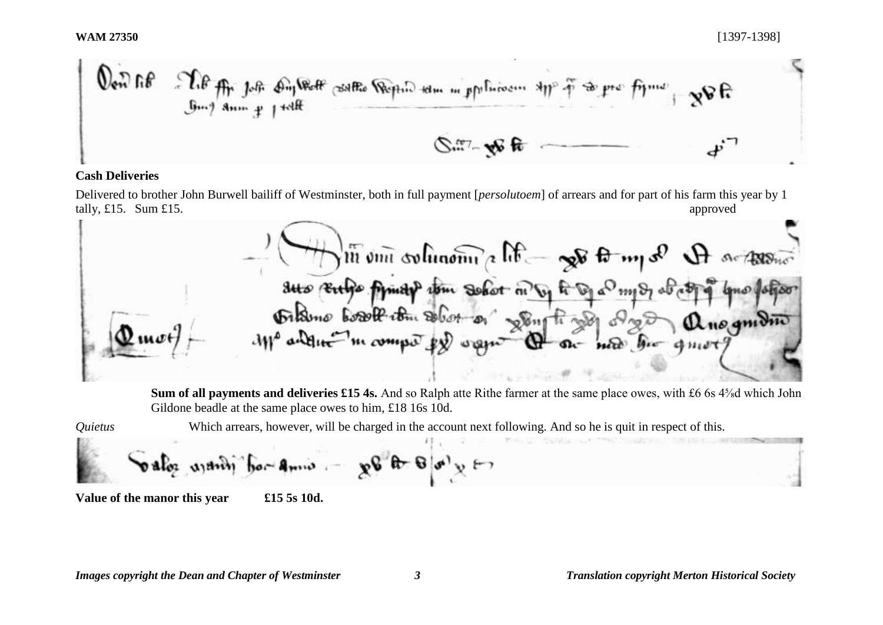**Cash Deliveries**

Delivered to brother John Burwell bailiff of Westminster, both in full payment [*persolutoem*] of arrears and for part of his farm this year by 1 tally, £15. Sum £15. approved

**Sum of all payments and deliveries £15 4s.** And so Ralph atte Rithe farmer at the same place owes, with £6 6s 4⅝d which John Gildone beadle at the same place owes to him, £18 16s 10d.

*Quietus* Which arrears, however, will be charged in the account next following. And so he is quit in respect of this.

**Value of the manor this year £15 5s 10d.**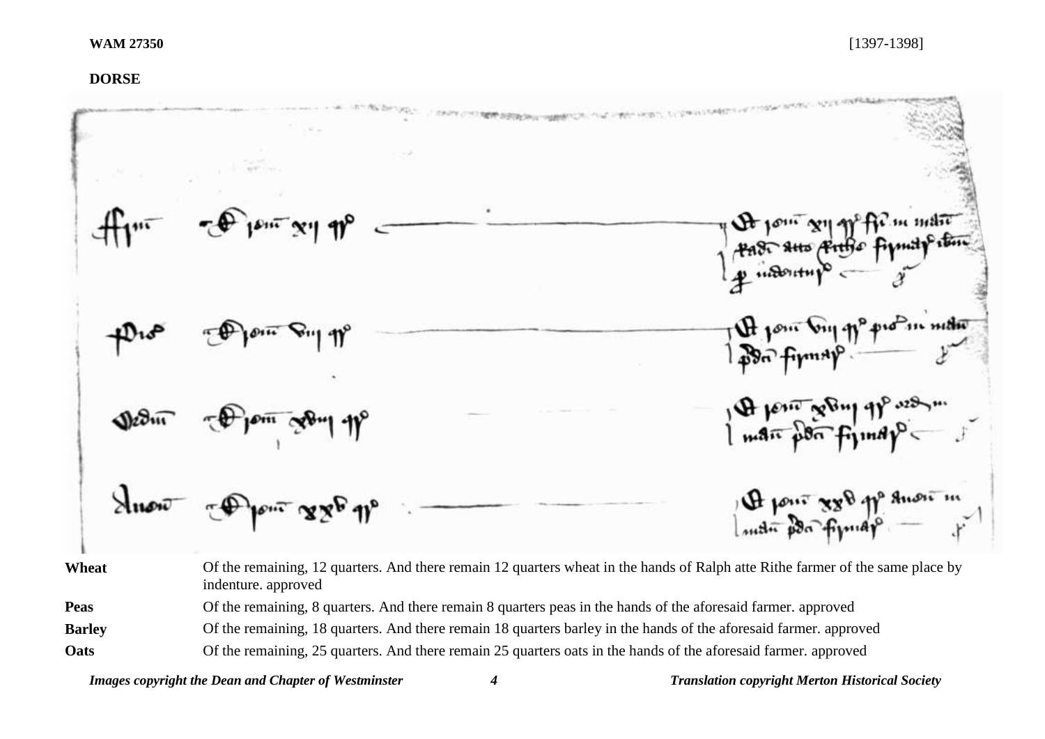**WAM 27350** [1397-1398]

**DORSE**

| | |
|---|---|
| **Wheat** | Of the remaining, 12 quarters. And there remain 12 quarters wheat in the hands of Ralph atte Rithe farmer of the same place by indenture. approved |
| **Peas** | Of the remaining, 8 quarters. And there remain 8 quarters peas in the hands of the aforesaid farmer. approved |
| **Barley** | Of the remaining, 18 quarters. And there remain 18 quarters barley in the hands of the aforesaid farmer. approved |
| **Oats** | Of the remaining, 25 quarters. And there remain 25 quarters oats in the hands of the aforesaid farmer. approved |

*Images copyright the Dean and Chapter of Westminster* *Translation copyright Merton Historical Society*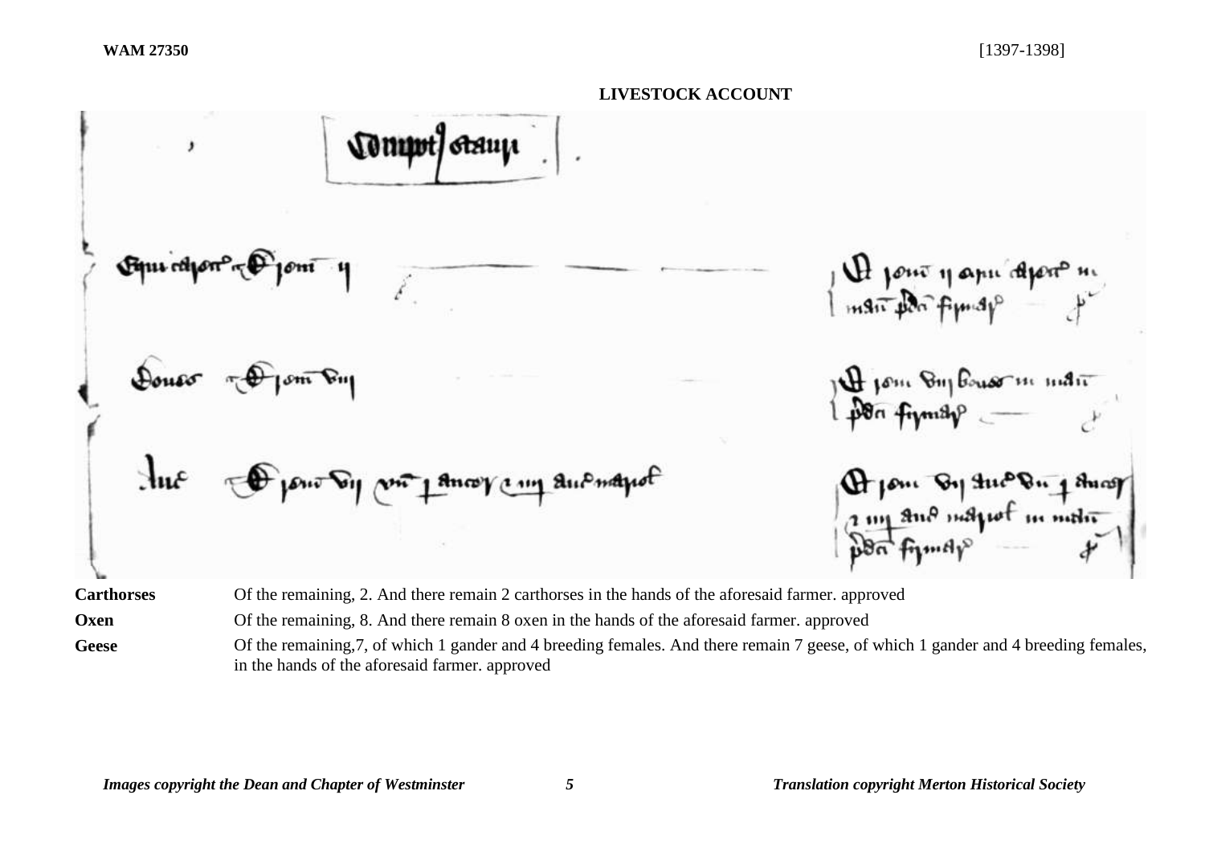**WAM 27350** [1397-1398]

**LIVESTOCK ACCOUNT**

| | |
|---|---|
| **Carthorses** | Of the remaining, 2. And there remain 2 carthorses in the hands of the aforesaid farmer. approved |
| **Oxen** | Of the remaining, 8. And there remain 8 oxen in the hands of the aforesaid farmer. approved |
| **Geese** | Of the remaining,7, of which 1 gander and 4 breeding females. And there remain 7 geese, of which 1 gander and 4 breeding females, in the hands of the aforesaid farmer. approved |

*Images copyright the Dean and Chapter of Westminster* *Translation copyright Merton Historical Society*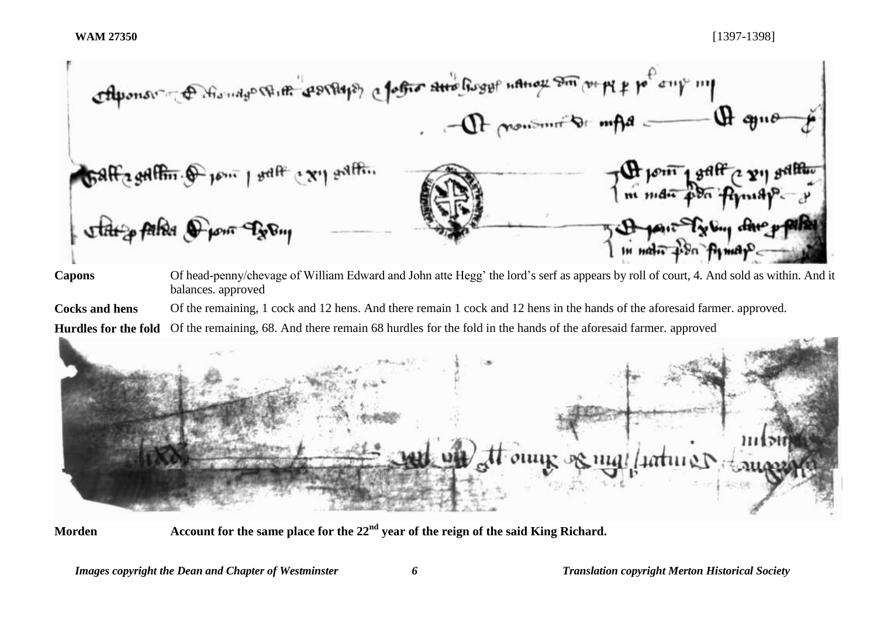**WAM 27350** [1397-1398]

| | |
|---|---|
| **Capons** | Of head-penny/chevage of William Edward and John atte Hegg' the lord's serf as appears by roll of court, 4. And sold as within. And it balances. approved |
| **Cocks and hens** | Of the remaining, 1 cock and 12 hens. And there remain 1 cock and 12 hens in the hands of the aforesaid farmer. approved. |
| **Hurdles for the fold** | Of the remaining, 68. And there remain 68 hurdles for the fold in the hands of the aforesaid farmer. approved |
| **Morden** | **Account for the same place for the 22nd year of the reign of the said King Richard.** |

*Images copyright the Dean and Chapter of Westminster* *Translation copyright Merton Historical Society*